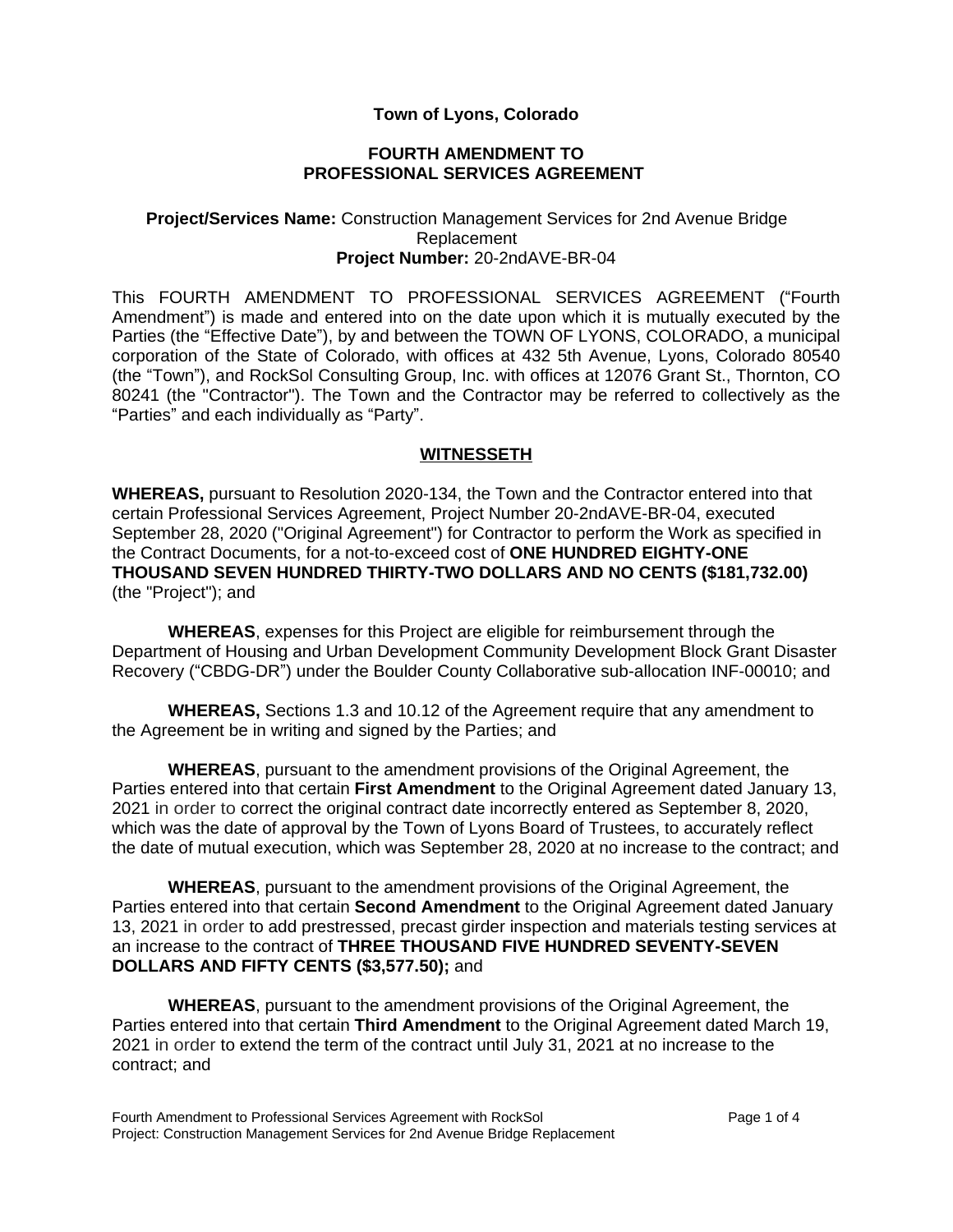**Town of Lyons, Colorado**

**FOURTH AMENDMENT TO PROFESSIONAL SERVICES AGREEMENT**

**Project/Services Name:** Construction Management Services for 2nd Avenue Bridge Replacement
**Project Number:** 20-2ndAVE-BR-04

This FOURTH AMENDMENT TO PROFESSIONAL SERVICES AGREEMENT ("Fourth Amendment") is made and entered into on the date upon which it is mutually executed by the Parties (the "Effective Date"), by and between the TOWN OF LYONS, COLORADO, a municipal corporation of the State of Colorado, with offices at 432 5th Avenue, Lyons, Colorado 80540 (the "Town"), and RockSol Consulting Group, Inc. with offices at 12076 Grant St., Thornton, CO 80241 (the "Contractor"). The Town and the Contractor may be referred to collectively as the "Parties" and each individually as "Party".

**WITNESSETH**

**WHEREAS,** pursuant to Resolution 2020-134, the Town and the Contractor entered into that certain Professional Services Agreement, Project Number 20-2ndAVE-BR-04, executed September 28, 2020 ("Original Agreement") for Contractor to perform the Work as specified in the Contract Documents, for a not-to-exceed cost of **ONE HUNDRED EIGHTY-ONE THOUSAND SEVEN HUNDRED THIRTY-TWO DOLLARS AND NO CENTS ($181,732.00)** (the "Project"); and

**WHEREAS**, expenses for this Project are eligible for reimbursement through the Department of Housing and Urban Development Community Development Block Grant Disaster Recovery ("CBDG-DR") under the Boulder County Collaborative sub-allocation INF-00010; and

**WHEREAS,** Sections 1.3 and 10.12 of the Agreement require that any amendment to the Agreement be in writing and signed by the Parties; and

**WHEREAS**, pursuant to the amendment provisions of the Original Agreement, the Parties entered into that certain **First Amendment** to the Original Agreement dated January 13, 2021 in order to correct the original contract date incorrectly entered as September 8, 2020, which was the date of approval by the Town of Lyons Board of Trustees, to accurately reflect the date of mutual execution, which was September 28, 2020 at no increase to the contract; and

**WHEREAS**, pursuant to the amendment provisions of the Original Agreement, the Parties entered into that certain **Second Amendment** to the Original Agreement dated January 13, 2021 in order to add prestressed, precast girder inspection and materials testing services at an increase to the contract of **THREE THOUSAND FIVE HUNDRED SEVENTY-SEVEN DOLLARS AND FIFTY CENTS ($3,577.50);** and

**WHEREAS**, pursuant to the amendment provisions of the Original Agreement, the Parties entered into that certain **Third Amendment** to the Original Agreement dated March 19, 2021 in order to extend the term of the contract until July 31, 2021 at no increase to the contract; and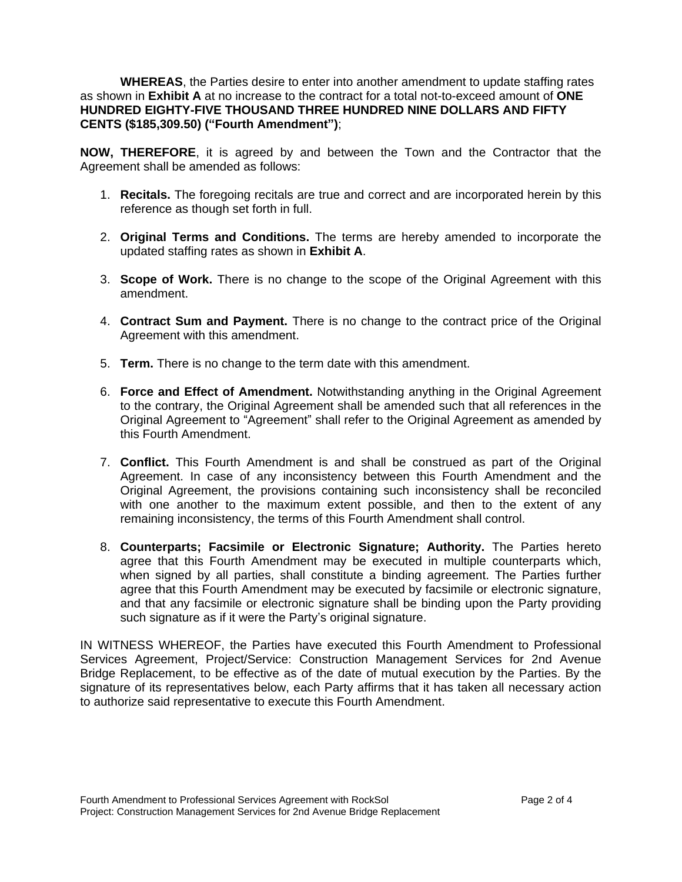**WHEREAS**, the Parties desire to enter into another amendment to update staffing rates as shown in **Exhibit A** at no increase to the contract for a total not-to-exceed amount of **ONE HUNDRED EIGHTY-FIVE THOUSAND THREE HUNDRED NINE DOLLARS AND FIFTY CENTS ($185,309.50) ("Fourth Amendment")**;

**NOW, THEREFORE**, it is agreed by and between the Town and the Contractor that the Agreement shall be amended as follows:

1. **Recitals.** The foregoing recitals are true and correct and are incorporated herein by this reference as though set forth in full.

2. **Original Terms and Conditions.** The terms are hereby amended to incorporate the updated staffing rates as shown in **Exhibit A**.

3. **Scope of Work.** There is no change to the scope of the Original Agreement with this amendment.

4. **Contract Sum and Payment.** There is no change to the contract price of the Original Agreement with this amendment.

5. **Term.** There is no change to the term date with this amendment.

6. **Force and Effect of Amendment.** Notwithstanding anything in the Original Agreement to the contrary, the Original Agreement shall be amended such that all references in the Original Agreement to "Agreement" shall refer to the Original Agreement as amended by this Fourth Amendment.

7. **Conflict.** This Fourth Amendment is and shall be construed as part of the Original Agreement. In case of any inconsistency between this Fourth Amendment and the Original Agreement, the provisions containing such inconsistency shall be reconciled with one another to the maximum extent possible, and then to the extent of any remaining inconsistency, the terms of this Fourth Amendment shall control.

8. **Counterparts; Facsimile or Electronic Signature; Authority.** The Parties hereto agree that this Fourth Amendment may be executed in multiple counterparts which, when signed by all parties, shall constitute a binding agreement. The Parties further agree that this Fourth Amendment may be executed by facsimile or electronic signature, and that any facsimile or electronic signature shall be binding upon the Party providing such signature as if it were the Party's original signature.

IN WITNESS WHEREOF, the Parties have executed this Fourth Amendment to Professional Services Agreement, Project/Service: Construction Management Services for 2nd Avenue Bridge Replacement, to be effective as of the date of mutual execution by the Parties. By the signature of its representatives below, each Party affirms that it has taken all necessary action to authorize said representative to execute this Fourth Amendment.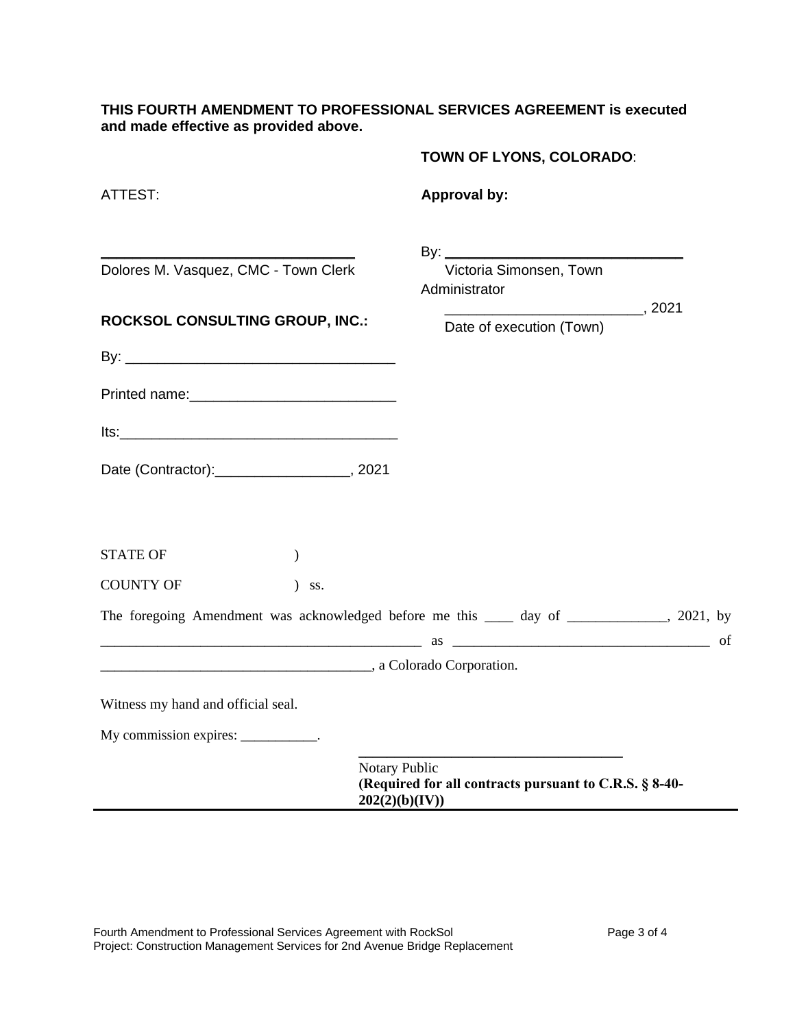**THIS FOURTH AMENDMENT TO PROFESSIONAL SERVICES AGREEMENT is executed and made effective as provided above.**

**TOWN OF LYONS, COLORADO**:

ATTEST:

**Approval by:**

_______________________________
Dolores M. Vasquez, CMC - Town Clerk

By: _____________________________
Victoria Simonsen, Town Administrator

_________________________, 2021
Date of execution (Town)

**ROCKSOL CONSULTING GROUP, INC.:**

By: _________________________________

Printed name:_________________________

Its:__________________________________

Date (Contractor):________________, 2021

STATE OF )

COUNTY OF ) ss.

The foregoing Amendment was acknowledged before me this ____ day of ______________, 2021, by ______________________________________________ as ___________________________________ of _____________________________________, a Colorado Corporation.

Witness my hand and official seal.

My commission expires: ___________.

___________________________________
Notary Public
**(Required for all contracts pursuant to C.R.S. § 8-40-202(2)(b)(IV))**

---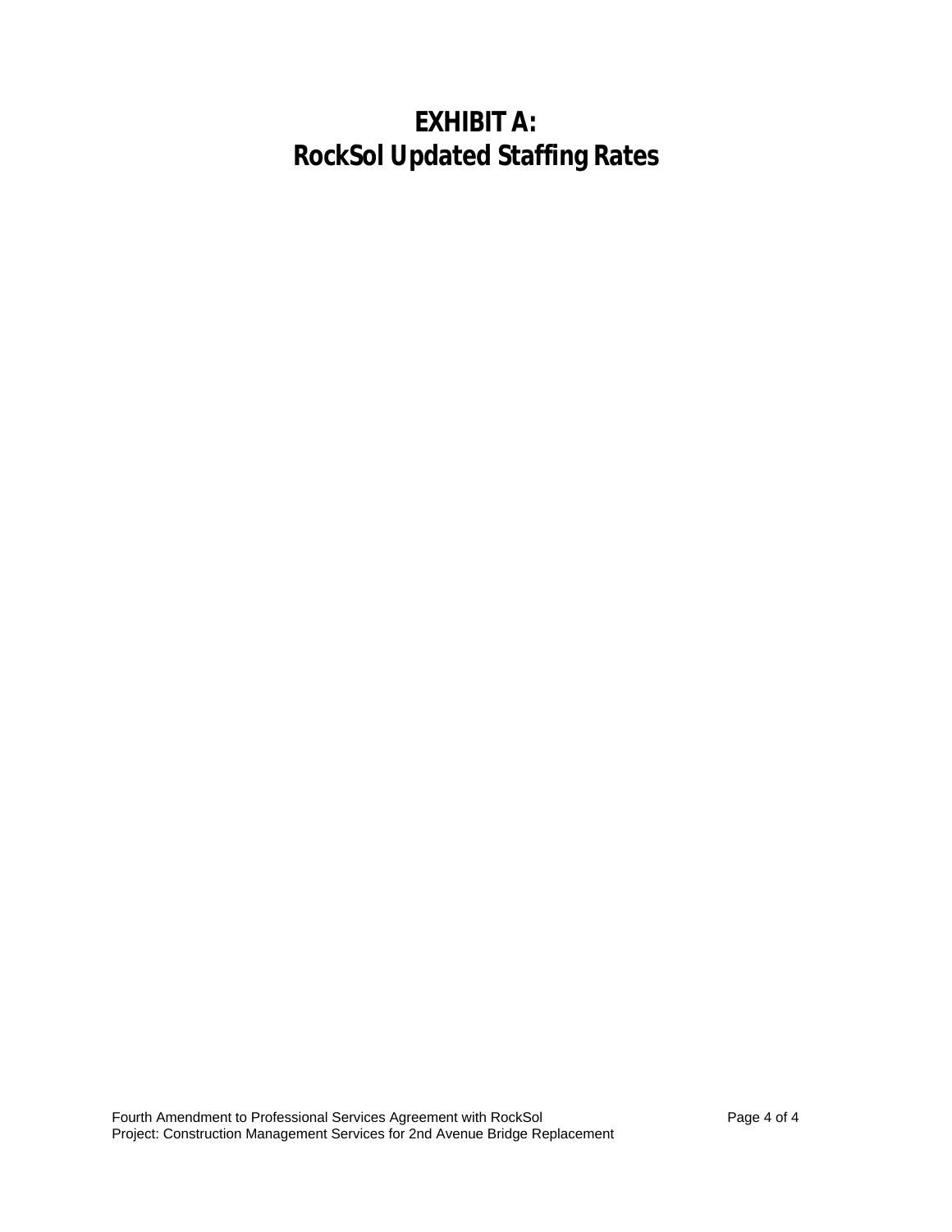# EXHIBIT A:
# RockSol Updated Staffing Rates